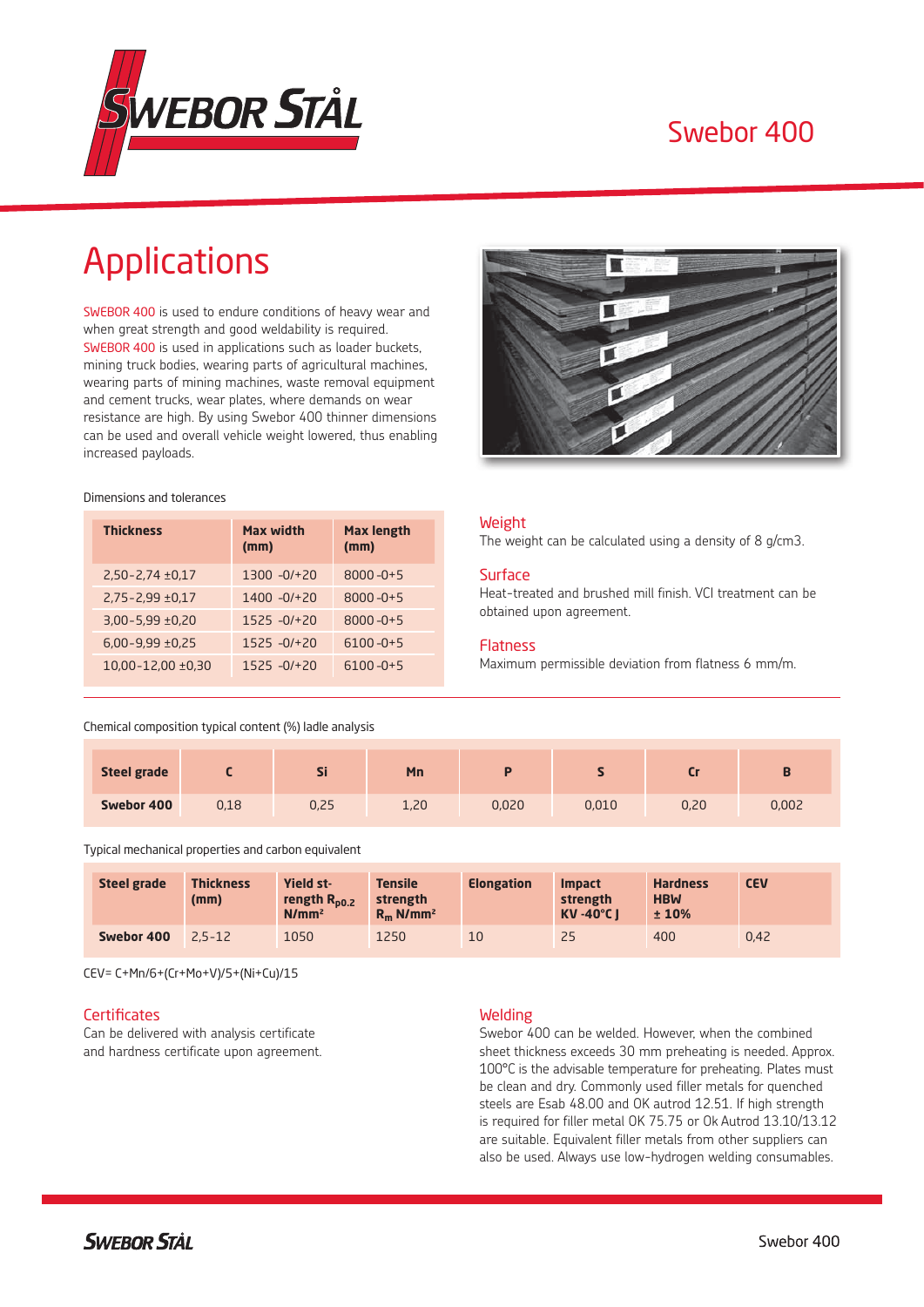# Swebor 400

## Applications

SWEBOR 400 is used to endure conditions of heavy wear and when great strength and good weldability is required. SWEBOR 400 is used in applications such as loader buckets, mining truck bodies, wearing parts of agricultural machines, wearing parts of mining machines, waste removal equipment and cement trucks, wear plates, where demands on wear resistance are high. By using Swebor 400 thinner dimensions can be used and overall vehicle weight lowered, thus enabling increased payloads.

Dimensions and tolerances

| Thickness | Max width (mm) | Max length (mm) |
|---|---|---|
| 2,50-2,74 ±0,17 | 1300 -0/+20 | 8000 -0+5 |
| 2,75-2,99 ±0,17 | 1400 -0/+20 | 8000 -0+5 |
| 3,00-5,99 ±0,20 | 1525 -0/+20 | 8000 -0+5 |
| 6,00-9,99 ±0,25 | 1525 -0/+20 | 6100 -0+5 |
| 10,00-12,00 ±0,30 | 1525 -0/+20 | 6100 -0+5 |

### Weight

The weight can be calculated using a density of 8 g/cm3.

### Surface

Heat-treated and brushed mill finish. VCI treatment can be obtained upon agreement.

### Flatness

Maximum permissible deviation from flatness 6 mm/m.

Chemical composition typical content (%) ladle analysis

| Steel grade | C | Si | Mn | P | S | Cr | B |
|---|---|---|---|---|---|---|---|
| Swebor 400 | 0,18 | 0,25 | 1,20 | 0,020 | 0,010 | 0,20 | 0,002 |

Typical mechanical properties and carbon equivalent

| Steel grade | Thickness (mm) | Yield strength $R_{p0.2}$ N/mm² | Tensile strength $R_m$ N/mm² | Elongation | Impact strength KV -40°C J | Hardness HBW ± 10% | CEV |
|---|---|---|---|---|---|---|---|
| Swebor 400 | 2,5-12 | 1050 | 1250 | 10 | 25 | 400 | 0,42 |

CEV= C+Mn/6+(Cr+Mo+V)/5+(Ni+Cu)/15

### Certificates

Can be delivered with analysis certificate and hardness certificate upon agreement.

### Welding

Swebor 400 can be welded. However, when the combined sheet thickness exceeds 30 mm preheating is needed. Approx. 100°C is the advisable temperature for preheating. Plates must be clean and dry. Commonly used filler metals for quenched steels are Esab 48.00 and OK autrod 12.51. If high strength is required for filler metal OK 75.75 or Ok Autrod 13.10/13.12 are suitable. Equivalent filler metals from other suppliers can also be used. Always use low-hydrogen welding consumables.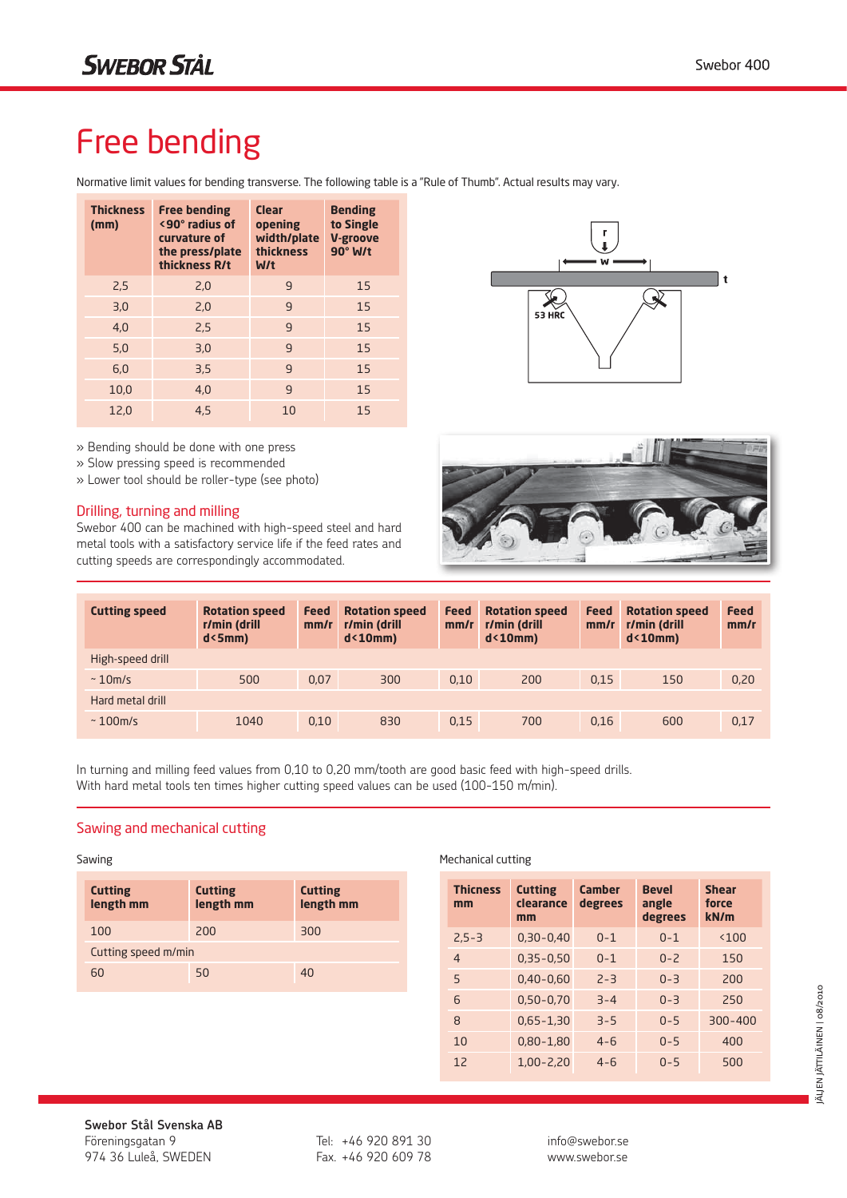# Free bending

Normative limit values for bending transverse. The following table is a "Rule of Thumb". Actual results may vary.

| Thickness (mm) | Free bending <90° radius of curvature of the press/plate thickness R/t | Clear opening width/plate thickness W/t | Bending to Single V-groove 90° W/t |
|---|---|---|---|
| 2,5 | 2,0 | 9 | 15 |
| 3,0 | 2,0 | 9 | 15 |
| 4,0 | 2,5 | 9 | 15 |
| 5,0 | 3,0 | 9 | 15 |
| 6,0 | 3,5 | 9 | 15 |
| 10,0 | 4,0 | 9 | 15 |
| 12,0 | 4,5 | 10 | 15 |

r

w

t

53 HRC

» Bending should be done with one press
» Slow pressing speed is recommended
» Lower tool should be roller-type (see photo)

## Drilling, turning and milling

Swebor 400 can be machined with high-speed steel and hard metal tools with a satisfactory service life if the feed rates and cutting speeds are correspondingly accommodated.

| Cutting speed | Rotation speed r/min (drill d<5mm) | Feed mm/r | Rotation speed r/min (drill d<10mm) | Feed mm/r | Rotation speed r/min (drill d<10mm) | Feed mm/r | Rotation speed r/min (drill d<10mm) | Feed mm/r |
|---|---|---|---|---|---|---|---|---|
| High-speed drill | | | | | | | | |
| ~ 10m/s | 500 | 0,07 | 300 | 0,10 | 200 | 0,15 | 150 | 0,20 |
| Hard metal drill | | | | | | | | |
| ~ 100m/s | 1040 | 0,10 | 830 | 0,15 | 700 | 0,16 | 600 | 0,17 |

In turning and milling feed values from 0,10 to 0,20 mm/tooth are good basic feed with high-speed drills.
With hard metal tools ten times higher cutting speed values can be used (100-150 m/min).

## Sawing and mechanical cutting

Sawing

| Cutting length mm | Cutting length mm | Cutting length mm |
|---|---|---|
| 100 | 200 | 300 |
| Cutting speed m/min | | |
| 60 | 50 | 40 |

Mechanical cutting

| Thicness mm | Cutting clearance mm | Camber degrees | Bevel angle degrees | Shear force kN/m |
|---|---|---|---|---|
| 2,5-3 | 0,30-0,40 | 0-1 | 0-1 | <100 |
| 4 | 0,35-0,50 | 0-1 | 0-2 | 150 |
| 5 | 0,40-0,60 | 2-3 | 0-3 | 200 |
| 6 | 0,50-0,70 | 3-4 | 0-3 | 250 |
| 8 | 0,65-1,30 | 3-5 | 0-5 | 300-400 |
| 10 | 0,80-1,80 | 4-6 | 0-5 | 400 |
| 12 | 1,00-2,20 | 4-6 | 0-5 | 500 |

**Swebor Stål Svenska AB**
Föreningsgatan 9
974 36 Luleå, SWEDEN

Tel: +46 920 891 30
Fax. +46 920 609 78

info@swebor.se
www.swebor.se